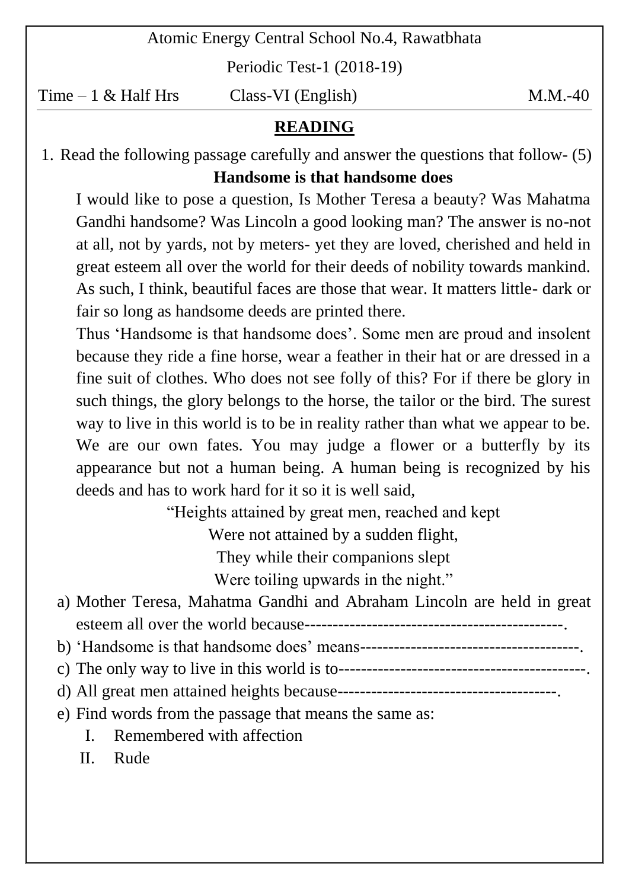Atomic Energy Central School No.4, Rawatbhata

Periodic Test-1 (2018-19)

Time – 1 & Half Hrs Class-VI (English) M.M.-40

## READING

1. Read the following passage carefully and answer the questions that follow- (5)

**Handsome is that handsome does**

I would like to pose a question, Is Mother Teresa a beauty? Was Mahatma Gandhi handsome? Was Lincoln a good looking man? The answer is no-not at all, not by yards, not by meters- yet they are loved, cherished and held in great esteem all over the world for their deeds of nobility towards mankind. As such, I think, beautiful faces are those that wear. It matters little- dark or fair so long as handsome deeds are printed there.

Thus 'Handsome is that handsome does'. Some men are proud and insolent because they ride a fine horse, wear a feather in their hat or are dressed in a fine suit of clothes. Who does not see folly of this? For if there be glory in such things, the glory belongs to the horse, the tailor or the bird. The surest way to live in this world is to be in reality rather than what we appear to be. We are our own fates. You may judge a flower or a butterfly by its appearance but not a human being. A human being is recognized by his deeds and has to work hard for it so it is well said,

"Heights attained by great men, reached and kept  
Were not attained by a sudden flight,  
They while their companions slept  
Were toiling upwards in the night."

a) Mother Teresa, Mahatma Gandhi and Abraham Lincoln are held in great esteem all over the world because---------------------------------------------.
b) 'Handsome is that handsome does' means---------------------------------------.
c) The only way to live in this world is to--------------------------------------------.
d) All great men attained heights because---------------------------------------.
e) Find words from the passage that means the same as:
   I. Remembered with affection
   II. Rude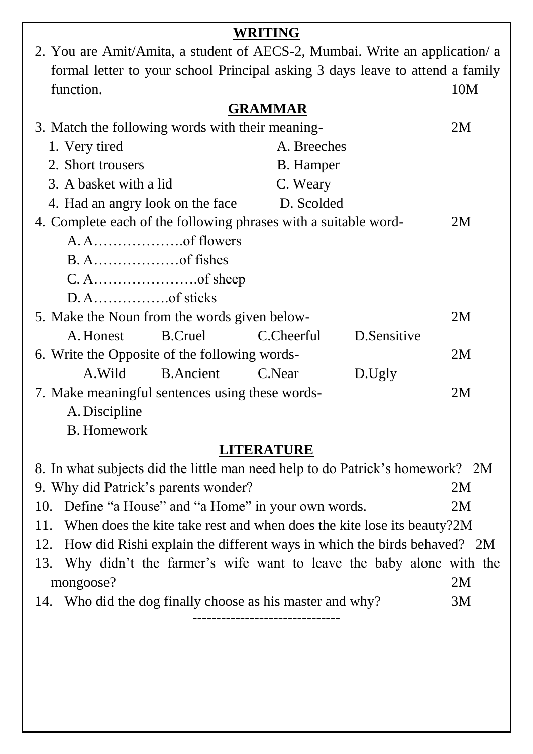## WRITING

2. You are Amit/Amita, a student of AECS-2, Mumbai. Write an application/ a formal letter to your school Principal asking 3 days leave to attend a family function. 10M

## GRAMMAR

3. Match the following words with their meaning- 2M

| | |
|---|---|
| 1. Very tired | A. Breeches |
| 2. Short trousers | B. Hamper |
| 3. A basket with a lid | C. Weary |
| 4. Had an angry look on the face | D. Scolded |

4. Complete each of the following phrases with a suitable word- 2M
   A. A……………….of flowers
   B. A………………of fishes
   C. A………………….of sheep
   D. A…………….of sticks

5. Make the Noun from the words given below- 2M
   A. Honest B.Cruel C.Cheerful D.Sensitive

6. Write the Opposite of the following words- 2M
   A.Wild B.Ancient C.Near D.Ugly

7. Make meaningful sentences using these words- 2M
   A. Discipline
   B. Homework

## LITERATURE

8. In what subjects did the little man need help to do Patrick's homework? 2M
9. Why did Patrick's parents wonder? 2M
10. Define "a House" and "a Home" in your own words. 2M
11. When does the kite take rest and when does the kite lose its beauty? 2M
12. How did Rishi explain the different ways in which the birds behaved? 2M
13. Why didn't the farmer's wife want to leave the baby alone with the mongoose? 2M
14. Who did the dog finally choose as his master and why? 3M

-------------------------------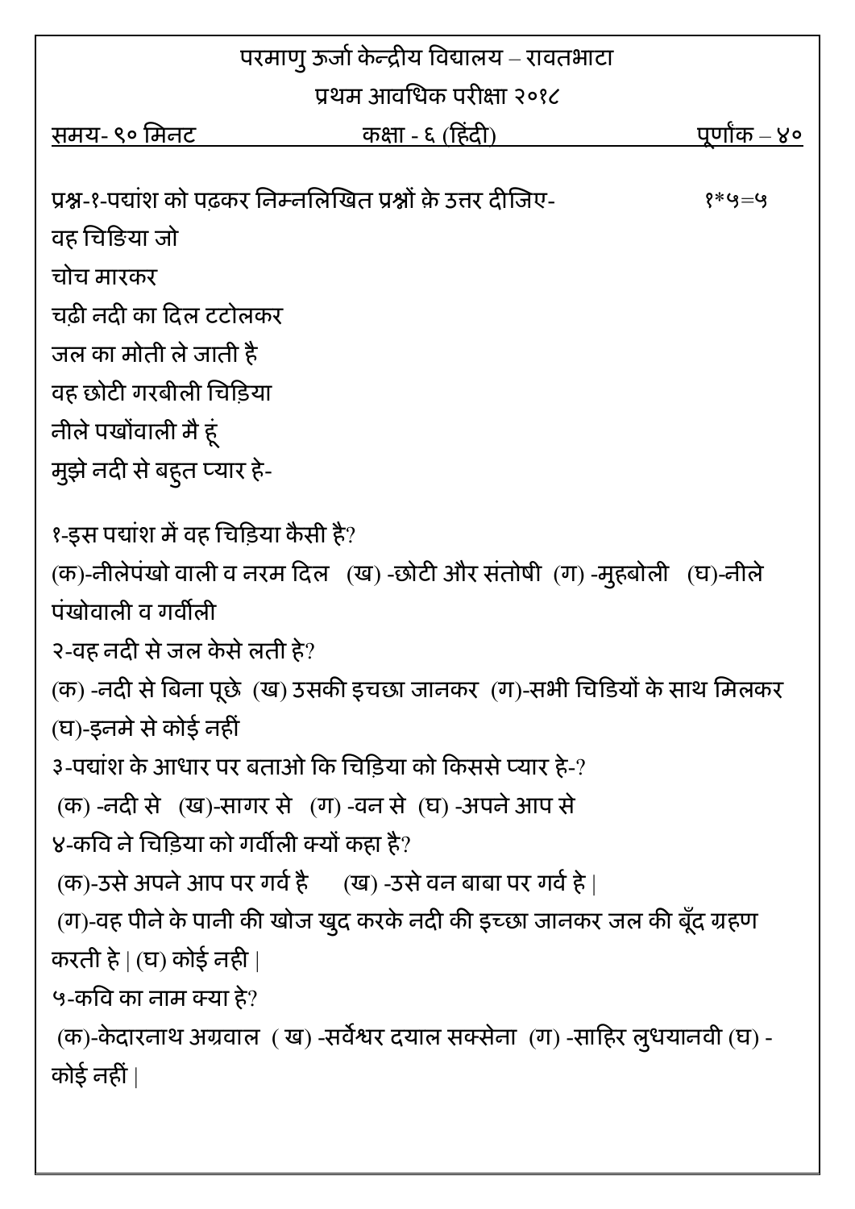परमाणु ऊर्जा केन्द्रीय विद्यालय – रावतभाटा

प्रथम आवधिक परीक्षा २०१८

समय- ९० मिनट कक्षा - ६ (हिंदी) पूर्णांक – ४०

प्रश्न-१-पद्यांश को पढ़कर निम्नलिखित प्रश्नों क़े उत्तर दीजिए- १*५=५

वह चिड़िया जो
चोच मारकर
चढ़ी नदी का दिल टटोलकर
जल का मोती ले जाती है
वह छोटी गरबीली चिड़िया
नीले पखोंवाली मै हूं
मुझे नदी से बहुत प्यार हे-

१-इस पद्यांश में वह चिड़िया कैसी है?

(क)-नीलेपंखो वाली व नरम दिल (ख) -छोटी और संतोषी (ग) -मुहबोली (घ)-नीले पंखोवाली व गर्वीली

२-वह नदी से जल केसे लती हे?

(क) -नदी से बिना पूछे (ख) उसकी इचछा जानकर (ग)-सभी चिडियों के साथ मिलकर (घ)-इनमे से कोई नहीं

३-पद्यांश के आधार पर बताओ कि चिड़िया को किससे प्यार हे-?

(क) -नदी से (ख)-सागर से (ग) -वन से (घ) -अपने आप से

४-कवि ने चिड़िया को गर्वीली क्यों कहा है?

(क)-उसे अपने आप पर गर्व है (ख) -उसे वन बाबा पर गर्व हे |

(ग)-वह पीने के पानी की खोज खुद करके नदी की इच्छा जानकर जल की बूँद ग्रहण करती हे | (घ) कोई नही |

५-कवि का नाम क्या हे?

(क)-केदारनाथ अग्रवाल ( ख) -सर्वेश्वर दयाल सक्सेना (ग) -साहिर लुधयानवी (घ) -कोई नहीं |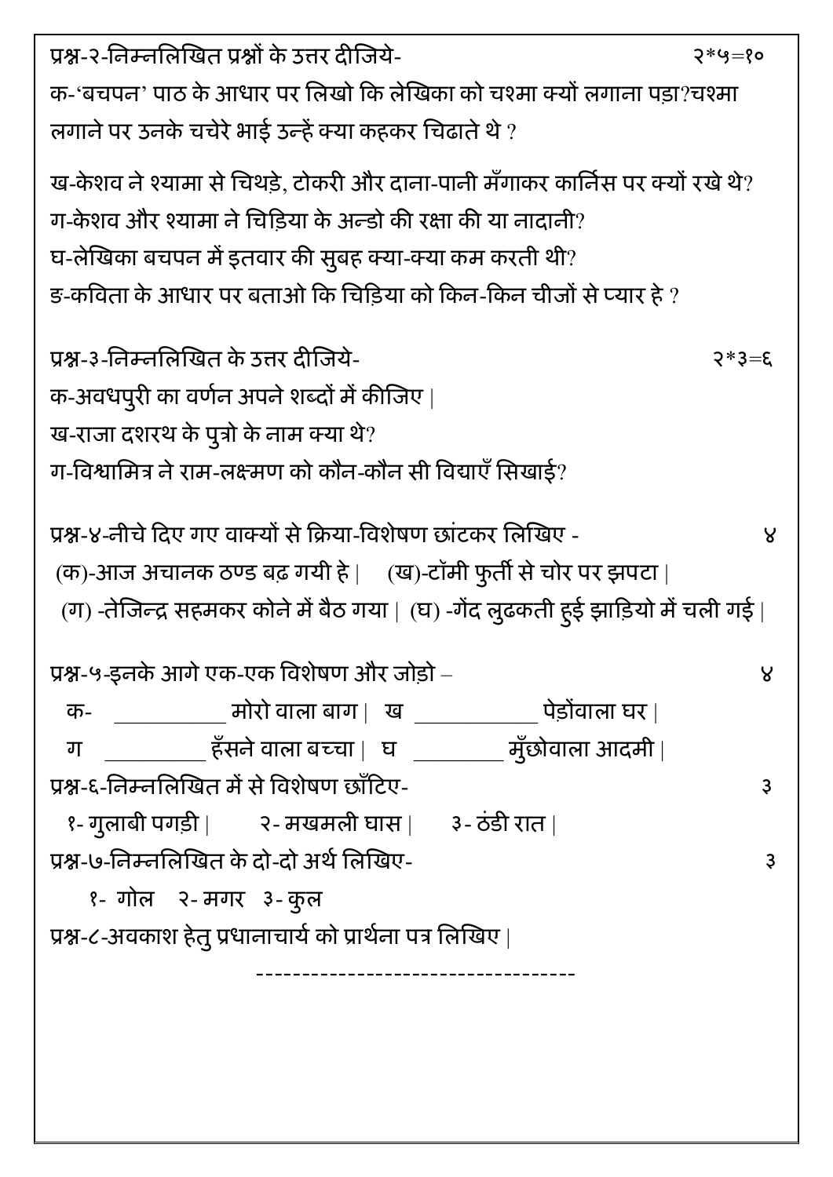प्रश्न-२-निम्नलिखित प्रश्नों के उत्तर दीजिये- २*५=१०

क-'बचपन' पाठ के आधार पर लिखो कि लेखिका को चश्मा क्यों लगाना पड़ा?चश्मा लगाने पर उनके चचेरे भाई उन्हें क्या कहकर चिढाते थे ?

ख-केशव ने श्यामा से चिथड़े, टोकरी और दाना-पानी मँगाकर कार्निस पर क्यों रखे थे?

ग-केशव और श्यामा ने चिड़िया के अन्डो की रक्षा की या नादानी?

घ-लेखिका बचपन में इतवार की सुबह क्या-क्या कम करती थी?

ङ-कविता के आधार पर बताओ कि चिड़िया को किन-किन चीजों से प्यार है ?

प्रश्न-३-निम्नलिखित के उत्तर दीजिये- २*३=६

क-अवधपुरी का वर्णन अपने शब्दों में कीजिए |

ख-राजा दशरथ के पुत्रो के नाम क्या थे?

ग-विश्वामित्र ने राम-लक्ष्मण को कौन-कौन सी विद्याएँ सिखाई?

प्रश्न-४-नीचे दिए गए वाक्यों से क्रिया-विशेषण छांटकर लिखिए - ४

(क)-आज अचानक ठण्ड बढ़ गयी है | (ख)-टॉमी फुर्ती से चोर पर झपटा |

(ग) -तेजिन्द्र सहमकर कोने में बैठ गया | (घ) -गेंद लुढकती हुई झाड़ियो में चली गई |

प्रश्न-५-इनके आगे एक-एक विशेषण और जोड़ो – ४

क- __________ मोरो वाला बाग | ख ___________ पेड़ोंवाला घर |

ग _________ हँसने वाला बच्चा | घ ________ मुँछोवाला आदमी |

प्रश्न-६-निम्नलिखित में से विशेषण छाँटिए- ३

१- गुलाबी पगड़ी | २- मखमली घास | ३- ठंडी रात |

प्रश्न-७-निम्नलिखित के दो-दो अर्थ लिखिए- ३

१- गोल २- मगर ३- कुल

प्रश्न-८-अवकाश हेतु प्रधानाचार्य को प्रार्थना पत्र लिखिए |

----------------------------------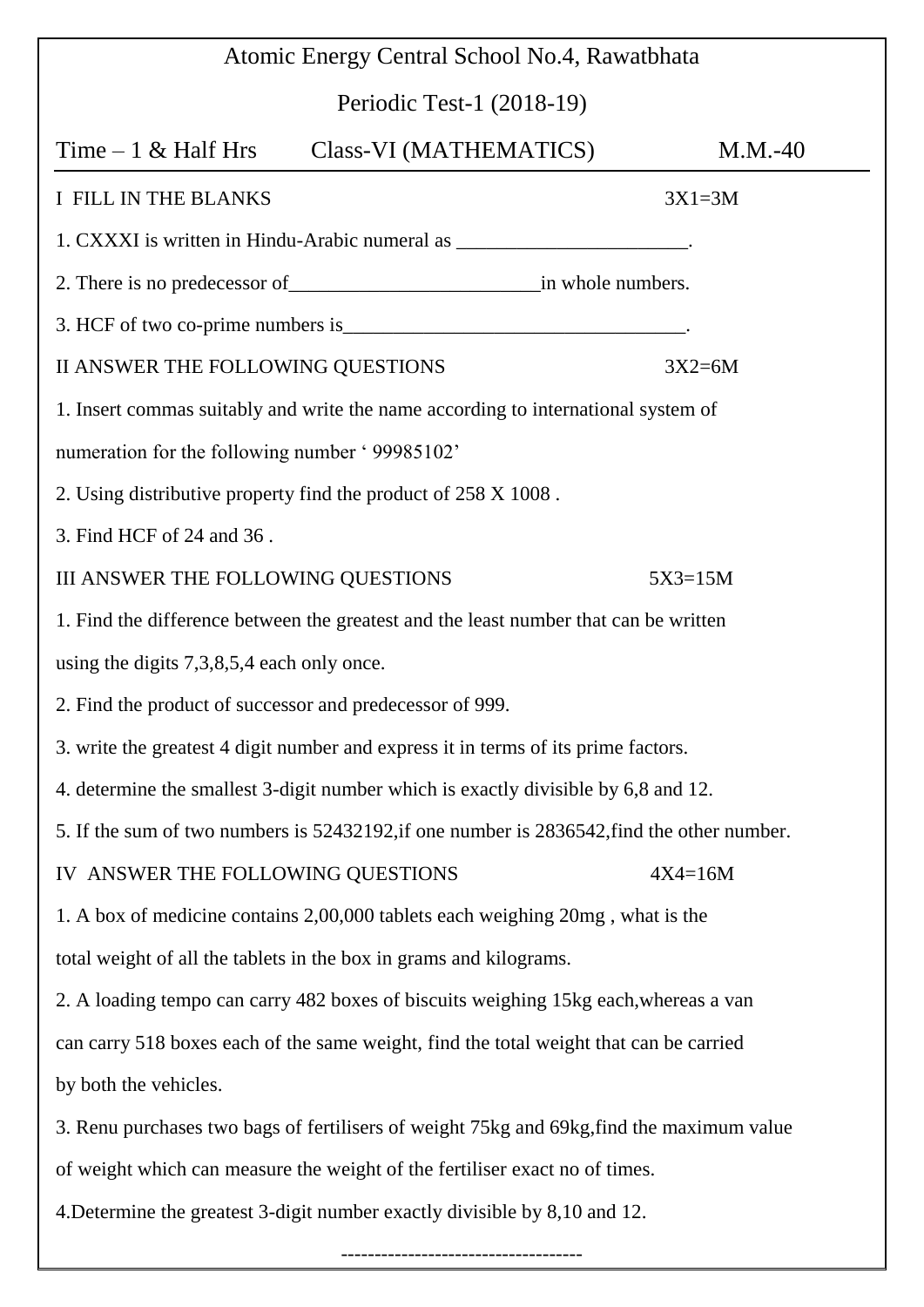# Atomic Energy Central School No.4, Rawatbhata

## Periodic Test-1 (2018-19)

Time – 1 & Half Hrs     Class-VI (MATHEMATICS)     M.M.-40

---

**I FILL IN THE BLANKS** 3X1=3M

1. CXXXI is written in Hindu-Arabic numeral as _______________________.

2. There is no predecessor of________________________in whole numbers.

3. HCF of two co-prime numbers is__________________________________.

**II ANSWER THE FOLLOWING QUESTIONS** 3X2=6M

1. Insert commas suitably and write the name according to international system of numeration for the following number ‘ 99985102’

2. Using distributive property find the product of 258 X 1008 .

3. Find HCF of 24 and 36 .

**III ANSWER THE FOLLOWING QUESTIONS** 5X3=15M

1. Find the difference between the greatest and the least number that can be written using the digits 7,3,8,5,4 each only once.

2. Find the product of successor and predecessor of 999.

3. write the greatest 4 digit number and express it in terms of its prime factors.

4. determine the smallest 3-digit number which is exactly divisible by 6,8 and 12.

5. If the sum of two numbers is 52432192,if one number is 2836542,find the other number.

**IV ANSWER THE FOLLOWING QUESTIONS** 4X4=16M

1. A box of medicine contains 2,00,000 tablets each weighing 20mg , what is the total weight of all the tablets in the box in grams and kilograms.

2. A loading tempo can carry 482 boxes of biscuits weighing 15kg each,whereas a van can carry 518 boxes each of the same weight, find the total weight that can be carried by both the vehicles.

3. Renu purchases two bags of fertilisers of weight 75kg and 69kg,find the maximum value of weight which can measure the weight of the fertiliser exact no of times.

4.Determine the greatest 3-digit number exactly divisible by 8,10 and 12.

-----------------------------------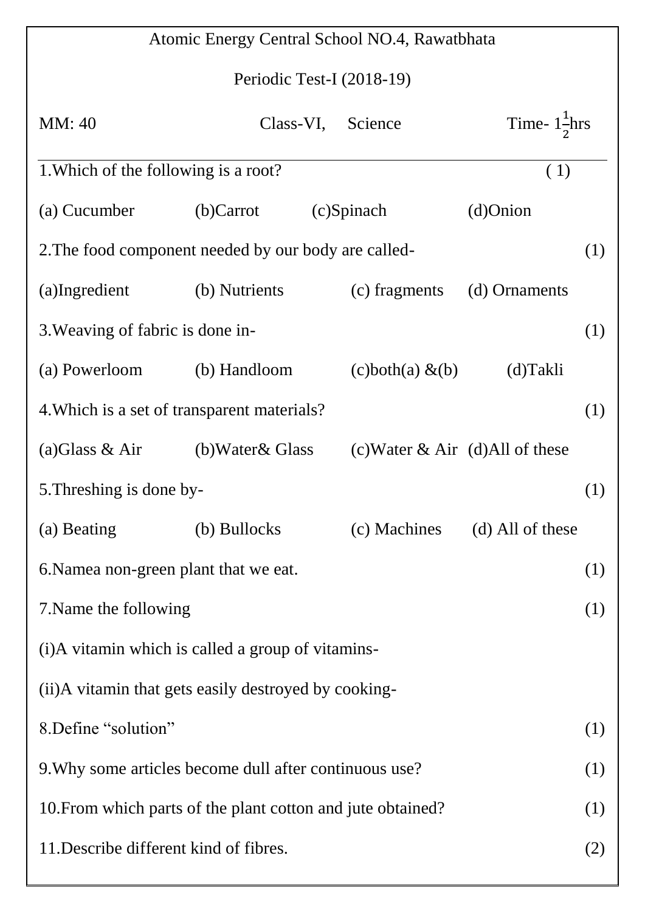Atomic Energy Central School NO.4, Rawatbhata

Periodic Test-I (2018-19)

MM: 40 Class-VI, Science Time- $1\frac{1}{2}$hrs

---

1.Which of the following is a root? ( 1)

(a) Cucumber (b)Carrot (c)Spinach (d)Onion

2.The food component needed by our body are called- (1)

(a)Ingredient (b) Nutrients (c) fragments (d) Ornaments

3.Weaving of fabric is done in- (1)

(a) Powerloom (b) Handloom (c)both(a) &(b) (d)Takli

4.Which is a set of transparent materials? (1)

(a)Glass & Air (b)Water& Glass (c)Water & Air (d)All of these

5.Threshing is done by- (1)

(a) Beating (b) Bullocks (c) Machines (d) All of these

6.Namea non-green plant that we eat. (1)

7.Name the following (1)

(i)A vitamin which is called a group of vitamins-

(ii)A vitamin that gets easily destroyed by cooking-

8.Define "solution" (1)

9.Why some articles become dull after continuous use? (1)

10.From which parts of the plant cotton and jute obtained? (1)

11.Describe different kind of fibres. (2)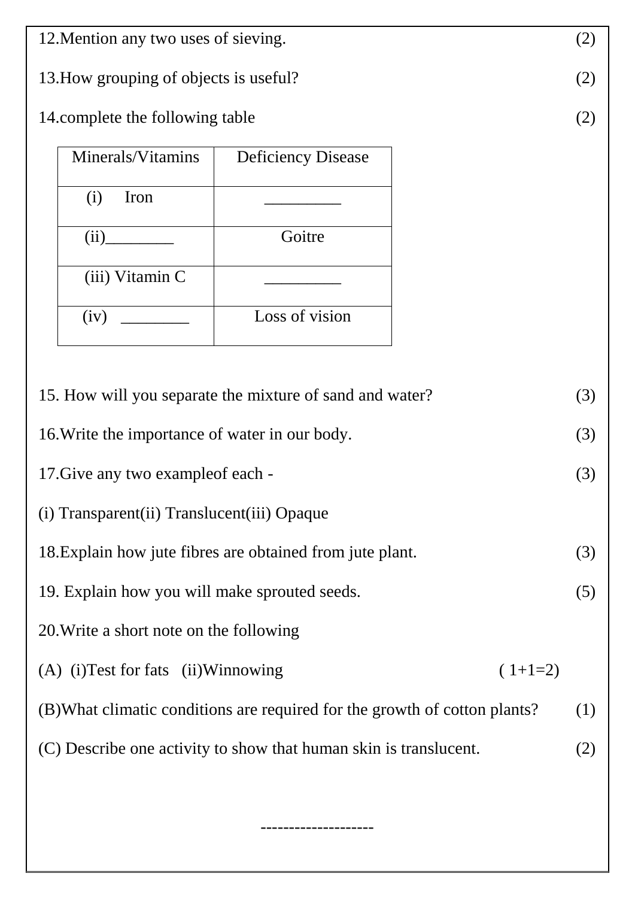12.Mention any two uses of sieving. (2)

13.How grouping of objects is useful? (2)

14.complete the following table (2)

| Minerals/Vitamins | Deficiency Disease |
|---|---|
| (i) Iron | _________ |
| (ii)________ | Goitre |
| (iii) Vitamin C | _________ |
| (iv) ________ | Loss of vision |

15. How will you separate the mixture of sand and water? (3)

16.Write the importance of water in our body. (3)

17.Give any two exampleof each - (3)

(i) Transparent(ii) Translucent(iii) Opaque

18.Explain how jute fibres are obtained from jute plant. (3)

19. Explain how you will make sprouted seeds. (5)

20.Write a short note on the following

(A) (i)Test for fats (ii)Winnowing ( 1+1=2)

(B)What climatic conditions are required for the growth of cotton plants? (1)

(C) Describe one activity to show that human skin is translucent. (2)

--------------------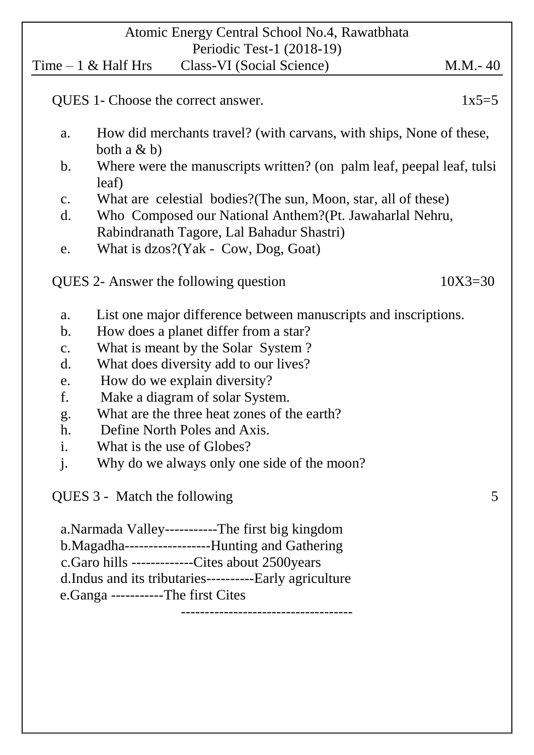# Atomic Energy Central School No.4, Rawatbhata

## Periodic Test-1 (2018-19)

Time – 1 & Half Hrs    Class-VI (Social Science)    M.M.- 40

**QUES 1- Choose the correct answer.** 1x5=5

a. How did merchants travel? (with carvans, with ships, None of these, both a & b)
b. Where were the manuscripts written? (on palm leaf, peepal leaf, tulsi leaf)
c. What are celestial bodies?(The sun, Moon, star, all of these)
d. Who Composed our National Anthem?(Pt. Jawaharlal Nehru, Rabindranath Tagore, Lal Bahadur Shastri)
e. What is dzos?(Yak - Cow, Dog, Goat)

**QUES 2- Answer the following question** 10X3=30

a. List one major difference between manuscripts and inscriptions.
b. How does a planet differ from a star?
c. What is meant by the Solar System ?
d. What does diversity add to our lives?
e. How do we explain diversity?
f. Make a diagram of solar System.
g. What are the three heat zones of the earth?
h. Define North Poles and Axis.
i. What is the use of Globes?
j. Why do we always only one side of the moon?

**QUES 3 - Match the following** 5

a.Narmada Valley-----------The first big kingdom
b.Magadha------------------Hunting and Gathering
c.Garo hills -------------Cites about 2500years
d.Indus and its tributaries----------Early agriculture
e.Ganga -----------The first Cites

-----------------------------------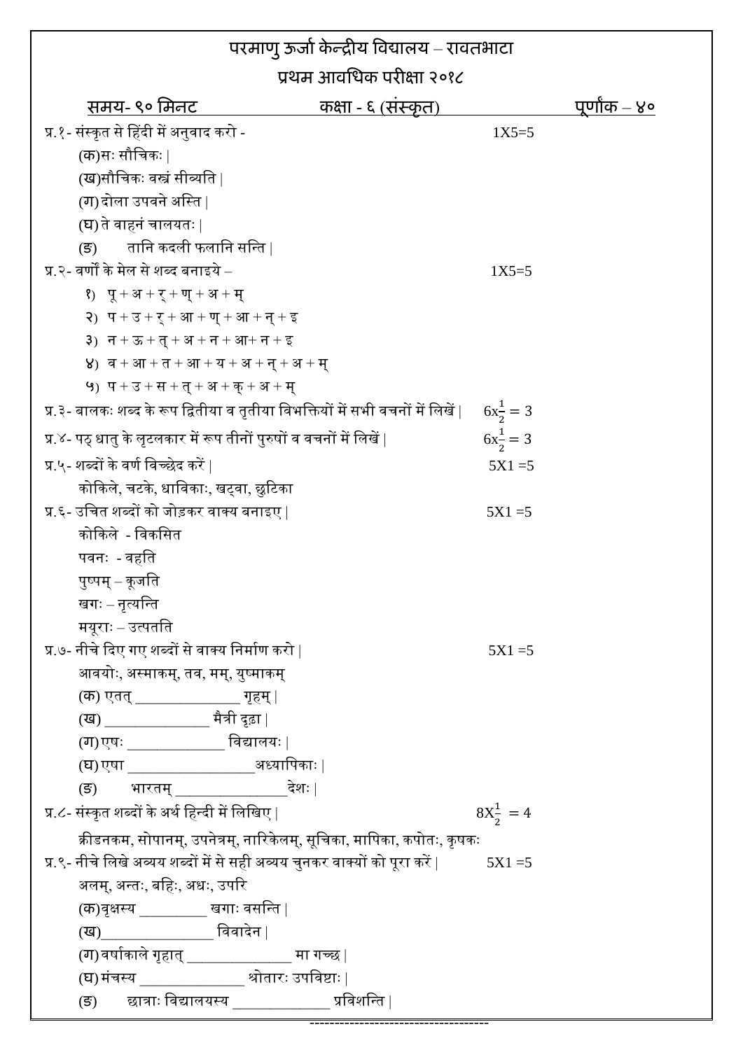# परमाणु ऊर्जा केन्द्रीय विद्यालय – रावतभाटा

## प्रथम आवधिक परीक्षा २०१८

**समय- ९० मिनट** | **कक्षा - ६ (संस्कृत)** | **पूर्णांक – ४०**

प्र.१- संस्कृत से हिंदी में अनुवाद करो - 1X5=5

(क)सः सौचिकः |

(ख)सौचिकः वस्त्रं सीव्यति |

(ग) दोला उपवने अस्ति |

(घ) ते वाहनं चालयतः |

(ङ) तानि कदली फलानि सन्ति |

प्र.२- वर्णों के मेल से शब्द बनाइये – 1X5=5

१) पू + अ + र् + ण् + अ + म्

२) प + उ + र् + आ + ण् + आ + न् + इ

३) न + ऊ + त् + अ + न + आ+ न + इ

४) व + आ + त + आ + य + अ + न् + अ + म्

५) प + उ + स + त् + अ + क् + अ + म्

प्र.३- बालकः शब्द के रूप द्वितीया व तृतीया विभक्तियों में सभी वचनों में लिखें | $6x\frac{1}{2} = 3$

प्र.४- पठ् धातु के लृटलकार में रूप तीनों पुरुषों व वचनों में लिखें | $6x\frac{1}{2} = 3$

प्र.५- शब्दों के वर्ण विच्छेद करें | 5X1 =5

कोकिले, चटके, धाविकाः, खट्वा, छुटिका

प्र.६- उचित शब्दों को जोड़कर वाक्य बनाइए | 5X1 =5

कोकिले - विकसित

पवनः - वहति

पुष्पम् – कूजति

खगः – नृत्यन्ति

मयूराः – उत्पतति

प्र.७- नीचे दिए गए शब्दों से वाक्य निर्माण करो | 5X1 =5

आवयोः, अस्माकम्, तव, मम्, युष्माकम्

(क) एतत् ______________ गृहम् |

(ख) ______________ मैत्री दृढा |

(ग) एषः _____________ विद्यालयः |

(घ) एषा ________________अध्यापिकाः |

(ङ) भारतम् _______________देशः |

प्र.८- संस्कृत शब्दों के अर्थ हिन्दी में लिखिए | $8X\frac{1}{2} = 4$

क्रीडनकम, सोपानम्, उपनेत्रम्, नारिकेलम्, सूचिका, मापिका, कपोतः, कृषकः

प्र.९- नीचे लिखे अव्यय शब्दों में से सही अव्यय चुनकर वाक्यों को पूरा करें | 5X1 =5

अलम्, अन्तः, बहिः, अधः, उपरि

(क)वृक्षस्य _________ खगाः वसन्ति |

(ख)_______________ विवादेन |

(ग) वर्षाकाले गृहात् ______________ मा गच्छ |

(घ) मंचस्य ______________ श्रोतारः उपविष्टाः |

(ङ) छात्राः विद्यालयस्य _____________ प्रविशन्ति |

-------------------------------------